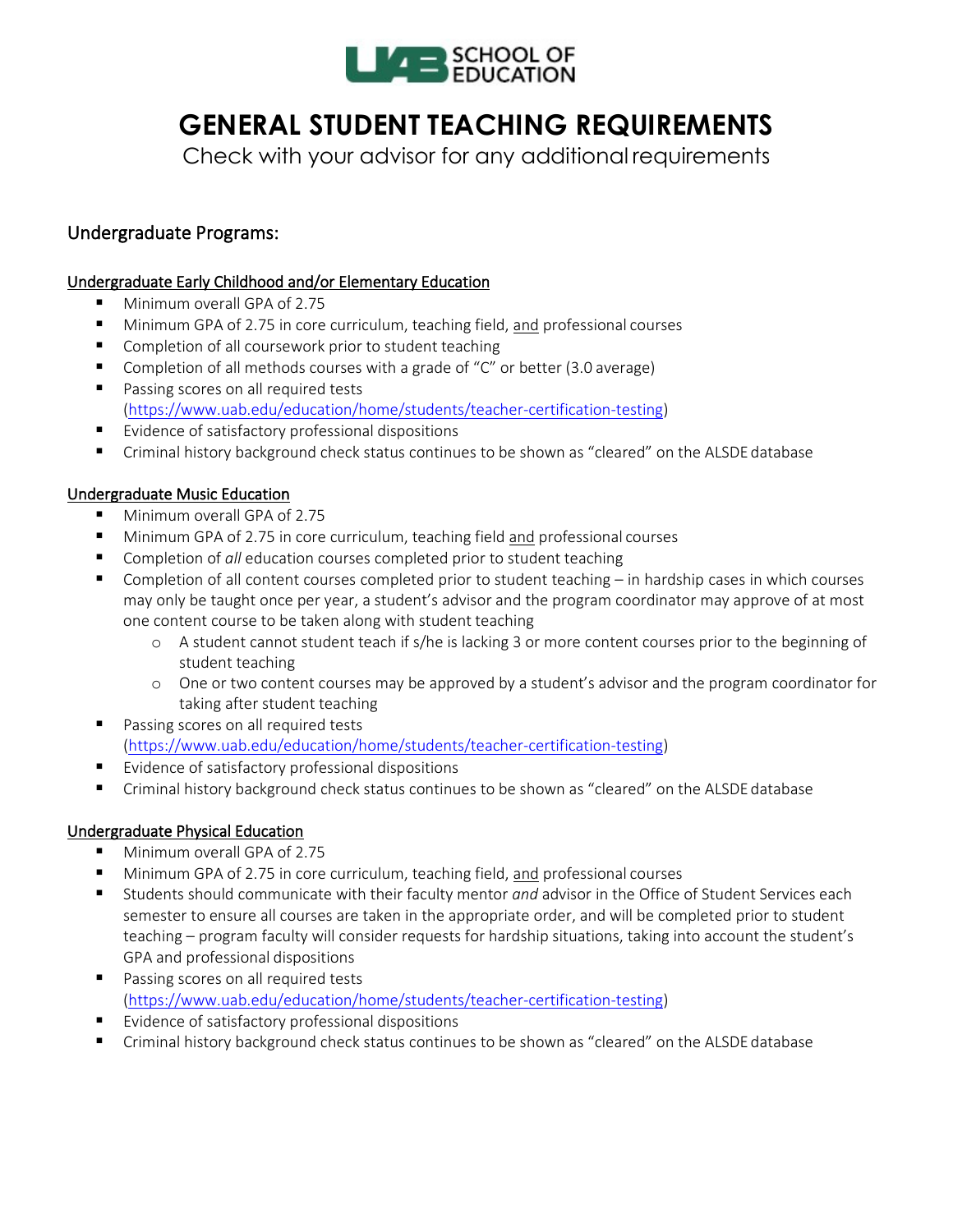UAB SCHOOL OF EDUCATION

# GENERAL STUDENT TEACHING REQUIREMENTS

Check with your advisor for any additional requirements

## Undergraduate Programs:

### Undergraduate Early Childhood and/or Elementary Education

- Minimum overall GPA of 2.75
- Minimum GPA of 2.75 in core curriculum, teaching field, and professional courses
- Completion of all coursework prior to student teaching
- Completion of all methods courses with a grade of "C" or better (3.0 average)
- Passing scores on all required tests (https://www.uab.edu/education/home/students/teacher-certification-testing)
- Evidence of satisfactory professional dispositions
- Criminal history background check status continues to be shown as "cleared" on the ALSDE database

### Undergraduate Music Education

- Minimum overall GPA of 2.75
- Minimum GPA of 2.75 in core curriculum, teaching field and professional courses
- Completion of *all* education courses completed prior to student teaching
- Completion of all content courses completed prior to student teaching – in hardship cases in which courses may only be taught once per year, a student's advisor and the program coordinator may approve of at most one content course to be taken along with student teaching
  - A student cannot student teach if s/he is lacking 3 or more content courses prior to the beginning of student teaching
  - One or two content courses may be approved by a student's advisor and the program coordinator for taking after student teaching
- Passing scores on all required tests (https://www.uab.edu/education/home/students/teacher-certification-testing)
- Evidence of satisfactory professional dispositions
- Criminal history background check status continues to be shown as "cleared" on the ALSDE database

### Undergraduate Physical Education

- Minimum overall GPA of 2.75
- Minimum GPA of 2.75 in core curriculum, teaching field, and professional courses
- Students should communicate with their faculty mentor *and* advisor in the Office of Student Services each semester to ensure all courses are taken in the appropriate order, and will be completed prior to student teaching – program faculty will consider requests for hardship situations, taking into account the student's GPA and professional dispositions
- Passing scores on all required tests (https://www.uab.edu/education/home/students/teacher-certification-testing)
- Evidence of satisfactory professional dispositions
- Criminal history background check status continues to be shown as "cleared" on the ALSDE database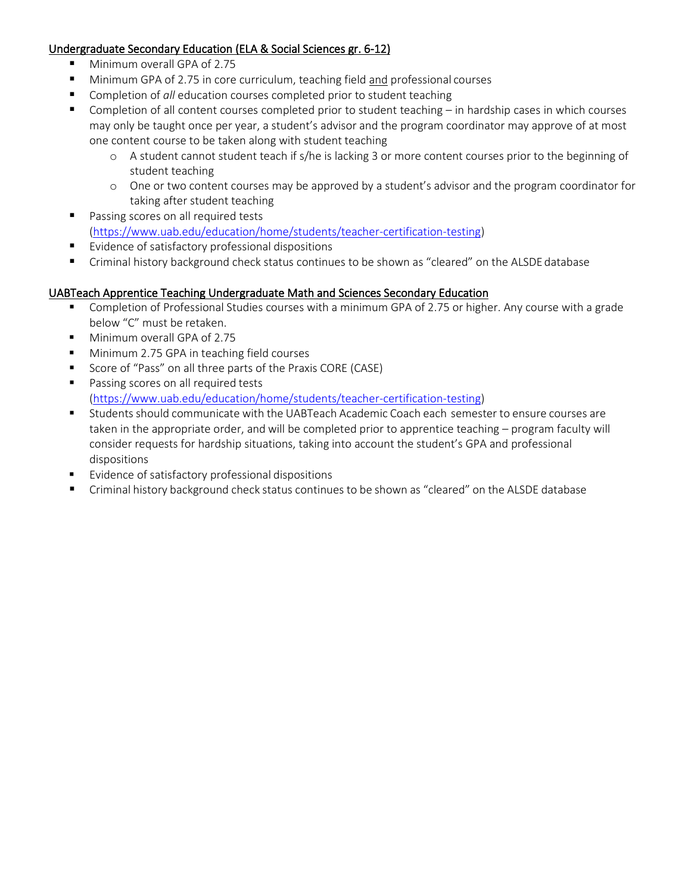<u>Undergraduate Secondary Education (ELA & Social Sciences gr. 6-12)</u>

- Minimum overall GPA of 2.75
- Minimum GPA of 2.75 in core curriculum, teaching field <u>and</u> professional courses
- Completion of *all* education courses completed prior to student teaching
- Completion of all content courses completed prior to student teaching – in hardship cases in which courses may only be taught once per year, a student's advisor and the program coordinator may approve of at most one content course to be taken along with student teaching
    - A student cannot student teach if s/he is lacking 3 or more content courses prior to the beginning of student teaching
    - One or two content courses may be approved by a student's advisor and the program coordinator for taking after student teaching
- Passing scores on all required tests (https://www.uab.edu/education/home/students/teacher-certification-testing)
- Evidence of satisfactory professional dispositions
- Criminal history background check status continues to be shown as "cleared" on the ALSDE database

<u>UABTeach Apprentice Teaching Undergraduate Math and Sciences Secondary Education</u>

- Completion of Professional Studies courses with a minimum GPA of 2.75 or higher. Any course with a grade below "C" must be retaken.
- Minimum overall GPA of 2.75
- Minimum 2.75 GPA in teaching field courses
- Score of "Pass" on all three parts of the Praxis CORE (CASE)
- Passing scores on all required tests (https://www.uab.edu/education/home/students/teacher-certification-testing)
- Students should communicate with the UABTeach Academic Coach each semester to ensure courses are taken in the appropriate order, and will be completed prior to apprentice teaching – program faculty will consider requests for hardship situations, taking into account the student's GPA and professional dispositions
- Evidence of satisfactory professional dispositions
- Criminal history background check status continues to be shown as "cleared" on the ALSDE database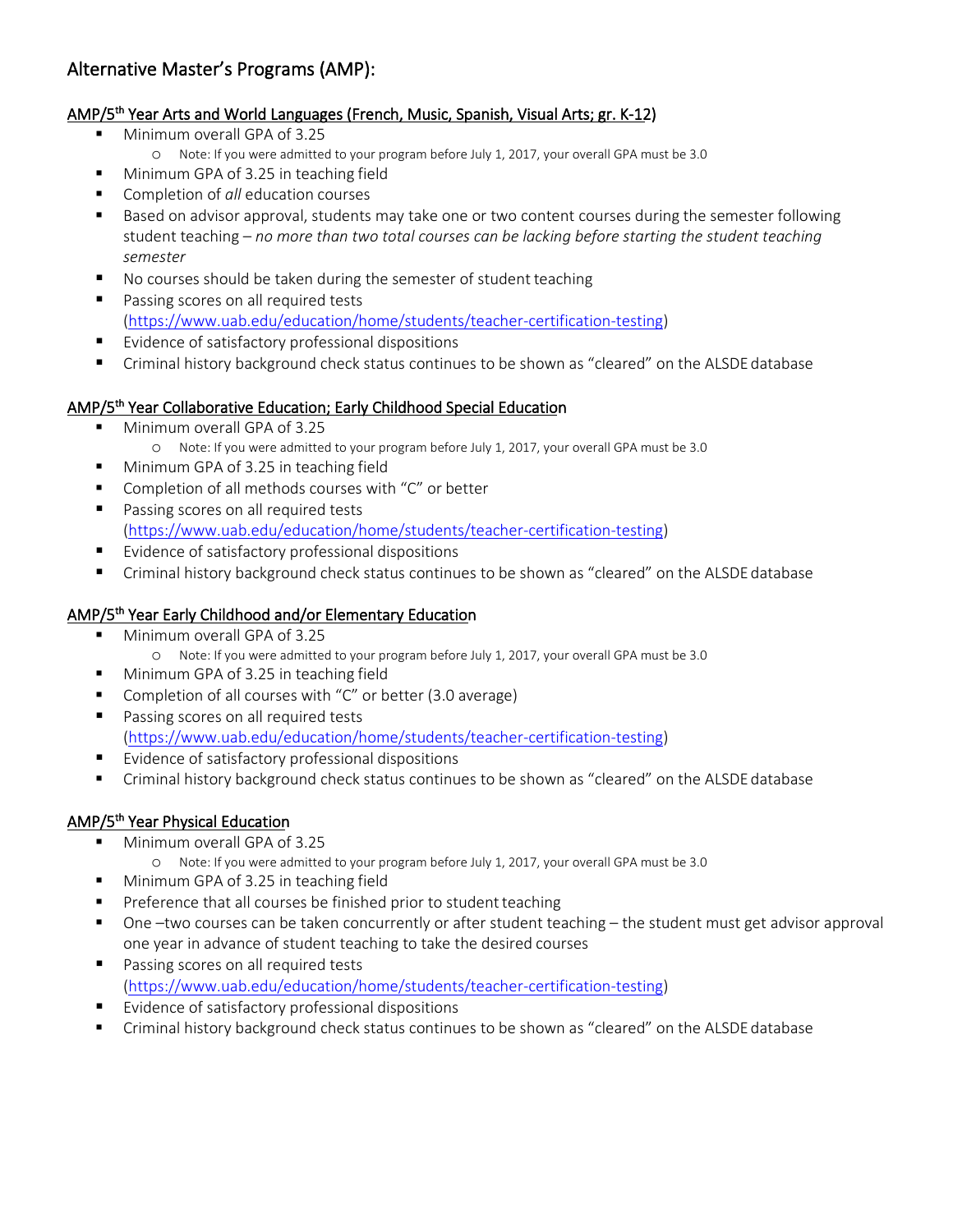## Alternative Master's Programs (AMP):

### AMP/5th Year Arts and World Languages (French, Music, Spanish, Visual Arts; gr. K-12)

- Minimum overall GPA of 3.25
  - Note: If you were admitted to your program before July 1, 2017, your overall GPA must be 3.0
- Minimum GPA of 3.25 in teaching field
- Completion of *all* education courses
- Based on advisor approval, students may take one or two content courses during the semester following student teaching – *no more than two total courses can be lacking before starting the student teaching semester*
- No courses should be taken during the semester of student teaching
- Passing scores on all required tests (https://www.uab.edu/education/home/students/teacher-certification-testing)
- Evidence of satisfactory professional dispositions
- Criminal history background check status continues to be shown as "cleared" on the ALSDE database

### AMP/5th Year Collaborative Education; Early Childhood Special Education

- Minimum overall GPA of 3.25
  - Note: If you were admitted to your program before July 1, 2017, your overall GPA must be 3.0
- Minimum GPA of 3.25 in teaching field
- Completion of all methods courses with "C" or better
- Passing scores on all required tests (https://www.uab.edu/education/home/students/teacher-certification-testing)
- Evidence of satisfactory professional dispositions
- Criminal history background check status continues to be shown as "cleared" on the ALSDE database

### AMP/5th Year Early Childhood and/or Elementary Education

- Minimum overall GPA of 3.25
  - Note: If you were admitted to your program before July 1, 2017, your overall GPA must be 3.0
- Minimum GPA of 3.25 in teaching field
- Completion of all courses with "C" or better (3.0 average)
- Passing scores on all required tests (https://www.uab.edu/education/home/students/teacher-certification-testing)
- Evidence of satisfactory professional dispositions
- Criminal history background check status continues to be shown as "cleared" on the ALSDE database

### AMP/5th Year Physical Education

- Minimum overall GPA of 3.25
  - Note: If you were admitted to your program before July 1, 2017, your overall GPA must be 3.0
- Minimum GPA of 3.25 in teaching field
- Preference that all courses be finished prior to student teaching
- One –two courses can be taken concurrently or after student teaching – the student must get advisor approval one year in advance of student teaching to take the desired courses
- Passing scores on all required tests (https://www.uab.edu/education/home/students/teacher-certification-testing)
- Evidence of satisfactory professional dispositions
- Criminal history background check status continues to be shown as "cleared" on the ALSDE database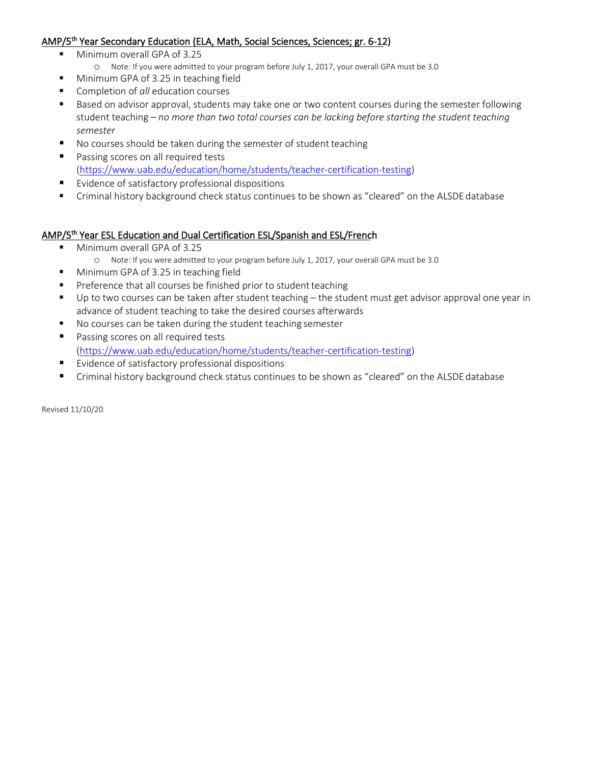## AMP/5th Year Secondary Education (ELA, Math, Social Sciences, Sciences; gr. 6-12)

- Minimum overall GPA of 3.25
  - Note: If you were admitted to your program before July 1, 2017, your overall GPA must be 3.0
- Minimum GPA of 3.25 in teaching field
- Completion of *all* education courses
- Based on advisor approval, students may take one or two content courses during the semester following student teaching – *no more than two total courses can be lacking before starting the student teaching semester*
- No courses should be taken during the semester of student teaching
- Passing scores on all required tests (https://www.uab.edu/education/home/students/teacher-certification-testing)
- Evidence of satisfactory professional dispositions
- Criminal history background check status continues to be shown as "cleared" on the ALSDE database

## AMP/5th Year ESL Education and Dual Certification ESL/Spanish and ESL/French

- Minimum overall GPA of 3.25
  - Note: If you were admitted to your program before July 1, 2017, your overall GPA must be 3.0
- Minimum GPA of 3.25 in teaching field
- Preference that all courses be finished prior to student teaching
- Up to two courses can be taken after student teaching – the student must get advisor approval one year in advance of student teaching to take the desired courses afterwards
- No courses can be taken during the student teaching semester
- Passing scores on all required tests (https://www.uab.edu/education/home/students/teacher-certification-testing)
- Evidence of satisfactory professional dispositions
- Criminal history background check status continues to be shown as "cleared" on the ALSDE database

Revised 11/10/20